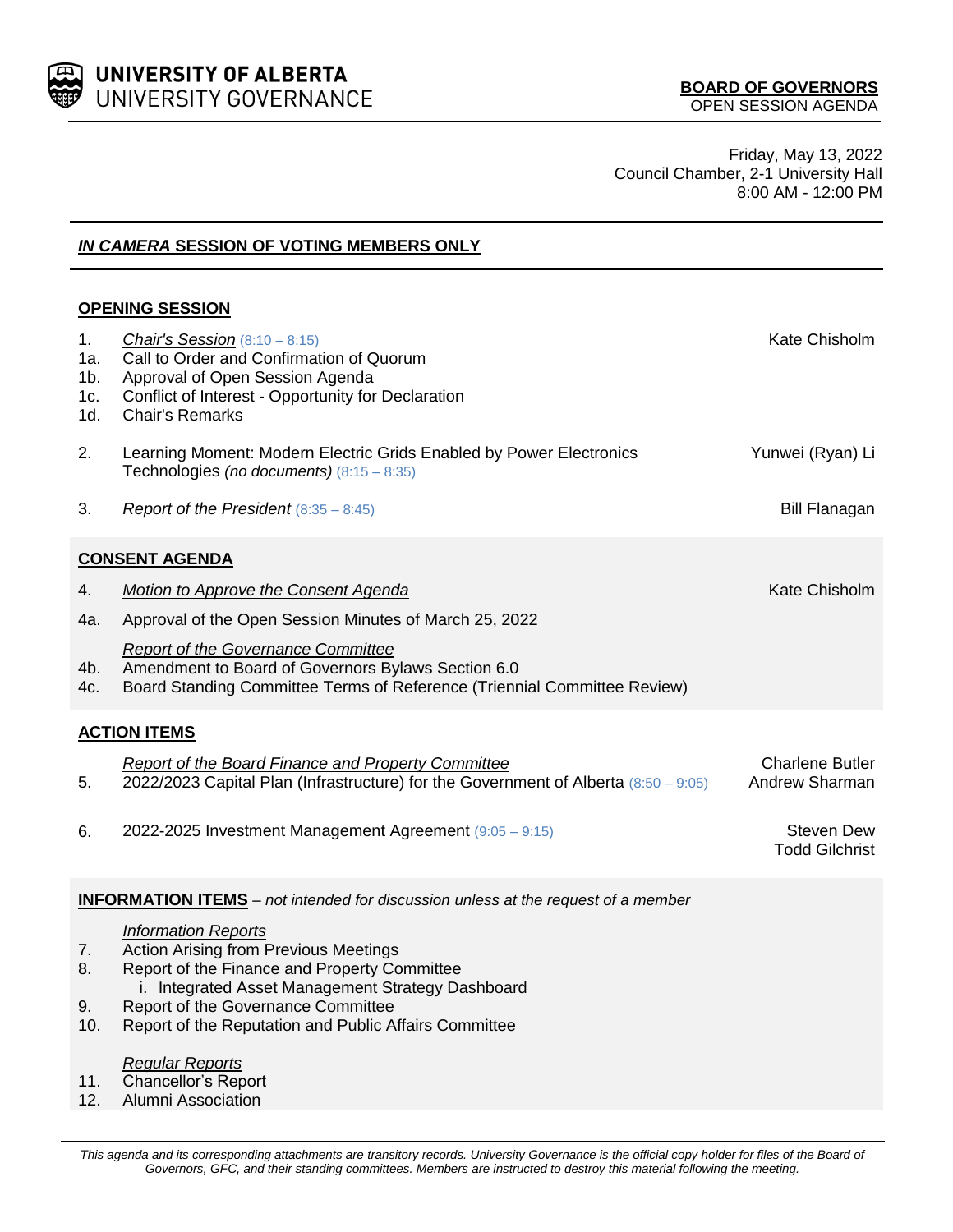UNIVERSITY OF ALBERTA
UNIVERSITY GOVERNANCE

**BOARD OF GOVERNORS**
OPEN SESSION AGENDA

Friday, May 13, 2022
Council Chamber, 2-1 University Hall
8:00 AM - 12:00 PM

## ***IN CAMERA* SESSION OF VOTING MEMBERS ONLY**

### OPENING SESSION

1. *Chair's Session* (8:10 – 8:15) — Kate Chisholm
   - 1a. Call to Order and Confirmation of Quorum
   - 1b. Approval of Open Session Agenda
   - 1c. Conflict of Interest - Opportunity for Declaration
   - 1d. Chair's Remarks
2. Learning Moment: Modern Electric Grids Enabled by Power Electronics Technologies *(no documents)* (8:15 – 8:35) — Yunwei (Ryan) Li
3. *Report of the President* (8:35 – 8:45) — Bill Flanagan

### CONSENT AGENDA

4. *Motion to Approve the Consent Agenda* — Kate Chisholm
   - 4a. Approval of the Open Session Minutes of March 25, 2022

   *Report of the Governance Committee*
   - 4b. Amendment to Board of Governors Bylaws Section 6.0
   - 4c. Board Standing Committee Terms of Reference (Triennial Committee Review)

### ACTION ITEMS

*Report of the Board Finance and Property Committee* — Charlene Butler

5. 2022/2023 Capital Plan (Infrastructure) for the Government of Alberta (8:50 – 9:05) — Andrew Sharman
6. 2022-2025 Investment Management Agreement (9:05 – 9:15) — Steven Dew, Todd Gilchrist

### INFORMATION ITEMS – *not intended for discussion unless at the request of a member*

*Information Reports*

7. Action Arising from Previous Meetings
8. Report of the Finance and Property Committee
   i. Integrated Asset Management Strategy Dashboard
9. Report of the Governance Committee
10. Report of the Reputation and Public Affairs Committee

*Regular Reports*

11. Chancellor's Report
12. Alumni Association

*This agenda and its corresponding attachments are transitory records. University Governance is the official copy holder for files of the Board of Governors, GFC, and their standing committees. Members are instructed to destroy this material following the meeting.*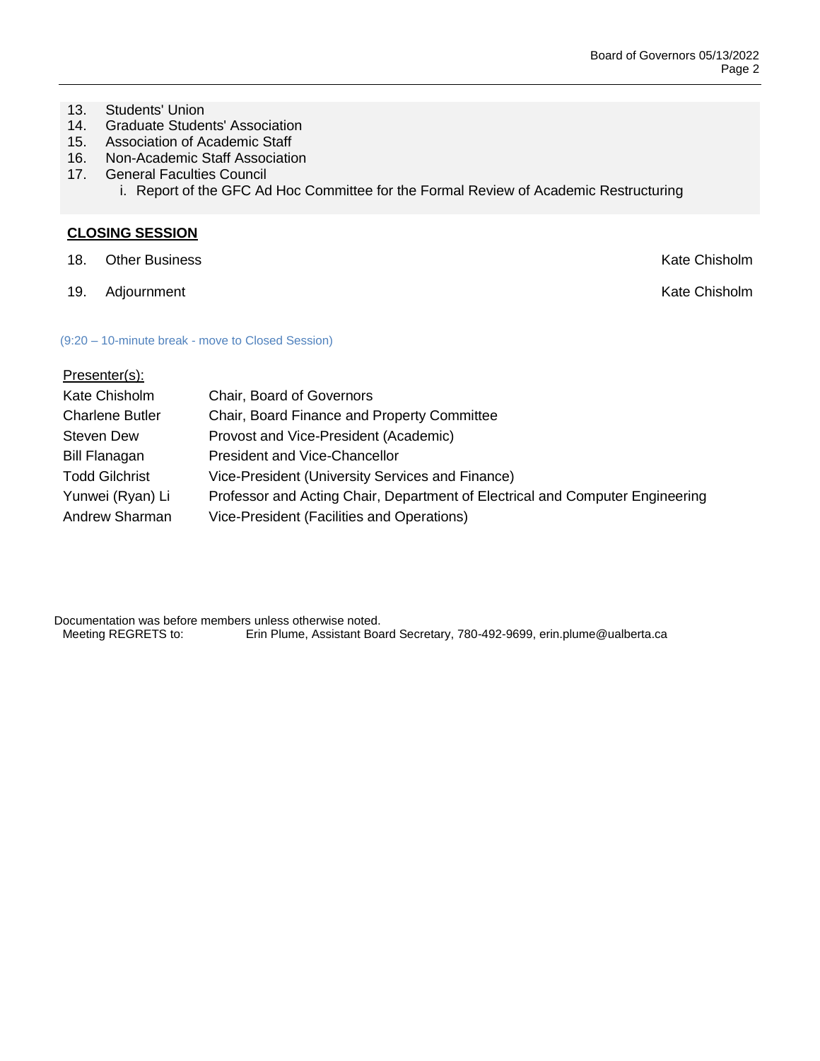13. Students' Union
14. Graduate Students' Association
15. Association of Academic Staff
16. Non-Academic Staff Association
17. General Faculties Council
    i. Report of the GFC Ad Hoc Committee for the Formal Review of Academic Restructuring

## CLOSING SESSION

18. Other Business — Kate Chisholm

19. Adjournment — Kate Chisholm

(9:20 – 10-minute break - move to Closed Session)

Presenter(s):

| | |
|---|---|
| Kate Chisholm | Chair, Board of Governors |
| Charlene Butler | Chair, Board Finance and Property Committee |
| Steven Dew | Provost and Vice-President (Academic) |
| Bill Flanagan | President and Vice-Chancellor |
| Todd Gilchrist | Vice-President (University Services and Finance) |
| Yunwei (Ryan) Li | Professor and Acting Chair, Department of Electrical and Computer Engineering |
| Andrew Sharman | Vice-President (Facilities and Operations) |

Documentation was before members unless otherwise noted.
Meeting REGRETS to: Erin Plume, Assistant Board Secretary, 780-492-9699, erin.plume@ualberta.ca